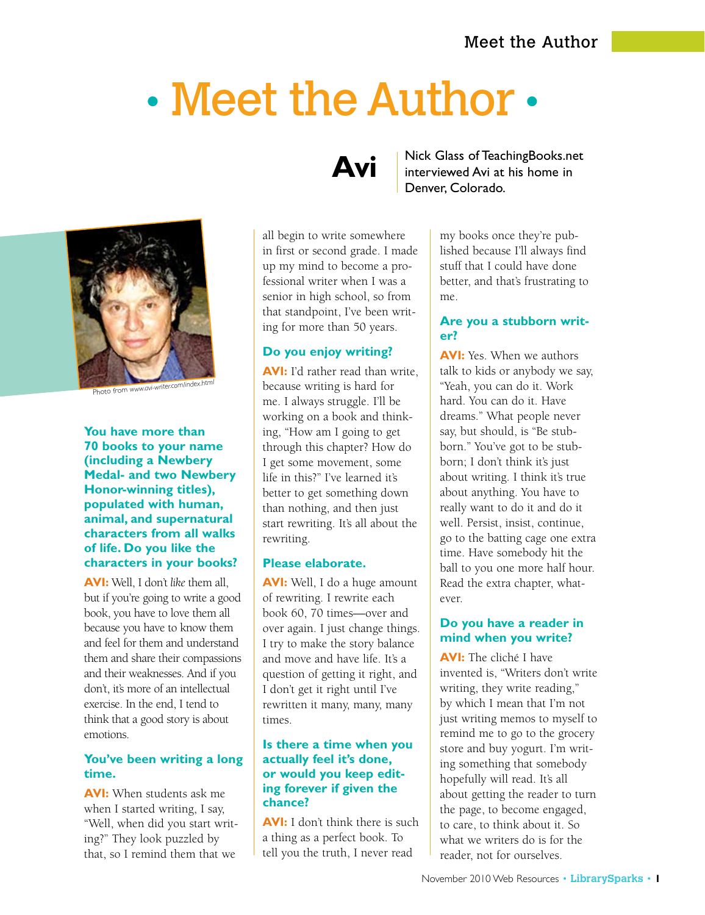# Meet the Author

## Avi

Nick Glass of TeachingBooks.net interviewed Avi at his home in Denver, Colorado.

Photo from www.avi-writer.com/index.html

**You have more than 70 books to your name (including a Newbery Medal- and two Newbery Honor-winning titles), populated with human, animal, and supernatural characters from all walks of life. Do you like the characters in your books?**

**AVI:** Well, I don't *like* them all, but if you're going to write a good book, you have to love them all because you have to know them and feel for them and understand them and share their compassions and their weaknesses. And if you don't, it's more of an intellectual exercise. In the end, I tend to think that a good story is about emotions.

**You've been writing a long time.**

**AVI:** When students ask me when I started writing, I say, "Well, when did you start writing?" They look puzzled by that, so I remind them that we all begin to write somewhere in first or second grade. I made up my mind to become a professional writer when I was a senior in high school, so from that standpoint, I've been writing for more than 50 years.

**Do you enjoy writing?**

**AVI:** I'd rather read than write, because writing is hard for me. I always struggle. I'll be working on a book and thinking, "How am I going to get through this chapter? How do I get some movement, some life in this?" I've learned it's better to get something down than nothing, and then just start rewriting. It's all about the rewriting.

**Please elaborate.**

**AVI:** Well, I do a huge amount of rewriting. I rewrite each book 60, 70 times—over and over again. I just change things. I try to make the story balance and move and have life. It's a question of getting it right, and I don't get it right until I've rewritten it many, many, many times.

**Is there a time when you actually feel it's done, or would you keep editing forever if given the chance?**

**AVI:** I don't think there is such a thing as a perfect book. To tell you the truth, I never read my books once they're published because I'll always find stuff that I could have done better, and that's frustrating to me.

**Are you a stubborn writer?**

**AVI:** Yes. When we authors talk to kids or anybody we say, "Yeah, you can do it. Work hard. You can do it. Have dreams." What people never say, but should, is "Be stubborn." You've got to be stubborn; I don't think it's just about writing. I think it's true about anything. You have to really want to do it and do it well. Persist, insist, continue, go to the batting cage one extra time. Have somebody hit the ball to you one more half hour. Read the extra chapter, whatever.

**Do you have a reader in mind when you write?**

**AVI:** The cliché I have invented is, "Writers don't write writing, they write reading," by which I mean that I'm not just writing memos to myself to remind me to go to the grocery store and buy yogurt. I'm writing something that somebody hopefully will read. It's all about getting the reader to turn the page, to become engaged, to care, to think about it. So what we writers do is for the reader, not for ourselves.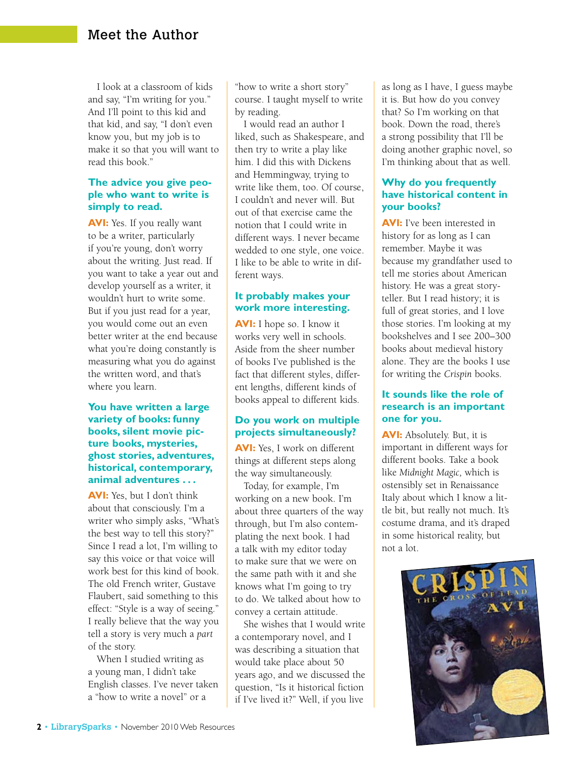## Meet the Author

I look at a classroom of kids and say, "I'm writing for you." And I'll point to this kid and that kid, and say, "I don't even know you, but my job is to make it so that you will want to read this book."

**The advice you give people who want to write is simply to read.**

**AVI:** Yes. If you really want to be a writer, particularly if you're young, don't worry about the writing. Just read. If you want to take a year out and develop yourself as a writer, it wouldn't hurt to write some. But if you just read for a year, you would come out an even better writer at the end because what you're doing constantly is measuring what you do against the written word, and that's where you learn.

**You have written a large variety of books: funny books, silent movie picture books, mysteries, ghost stories, adventures, historical, contemporary, animal adventures . . .**

**AVI:** Yes, but I don't think about that consciously. I'm a writer who simply asks, "What's the best way to tell this story?" Since I read a lot, I'm willing to say this voice or that voice will work best for this kind of book. The old French writer, Gustave Flaubert, said something to this effect: "Style is a way of seeing." I really believe that the way you tell a story is very much a *part* of the story.

When I studied writing as a young man, I didn't take English classes. I've never taken a "how to write a novel" or a "how to write a short story" course. I taught myself to write by reading.

I would read an author I liked, such as Shakespeare, and then try to write a play like him. I did this with Dickens and Hemmingway, trying to write like them, too. Of course, I couldn't and never will. But out of that exercise came the notion that I could write in different ways. I never became wedded to one style, one voice. I like to be able to write in different ways.

**It probably makes your work more interesting.**

**AVI:** I hope so. I know it works very well in schools. Aside from the sheer number of books I've published is the fact that different styles, different lengths, different kinds of books appeal to different kids.

**Do you work on multiple projects simultaneously?**

**AVI:** Yes, I work on different things at different steps along the way simultaneously.

Today, for example, I'm working on a new book. I'm about three quarters of the way through, but I'm also contemplating the next book. I had a talk with my editor today to make sure that we were on the same path with it and she knows what I'm going to try to do. We talked about how to convey a certain attitude.

She wishes that I would write a contemporary novel, and I was describing a situation that would take place about 50 years ago, and we discussed the question, "Is it historical fiction if I've lived it?" Well, if you live as long as I have, I guess maybe it is. But how do you convey that? So I'm working on that book. Down the road, there's a strong possibility that I'll be doing another graphic novel, so I'm thinking about that as well.

**Why do you frequently have historical content in your books?**

**AVI:** I've been interested in history for as long as I can remember. Maybe it was because my grandfather used to tell me stories about American history. He was a great storyteller. But I read history; it is full of great stories, and I love those stories. I'm looking at my bookshelves and I see 200–300 books about medieval history alone. They are the books I use for writing the *Crispin* books.

**It sounds like the role of research is an important one for you.**

**AVI:** Absolutely. But, it is important in different ways for different books. Take a book like *Midnight Magic,* which is ostensibly set in Renaissance Italy about which I know a little bit, but really not much. It's costume drama, and it's draped in some historical reality, but not a lot.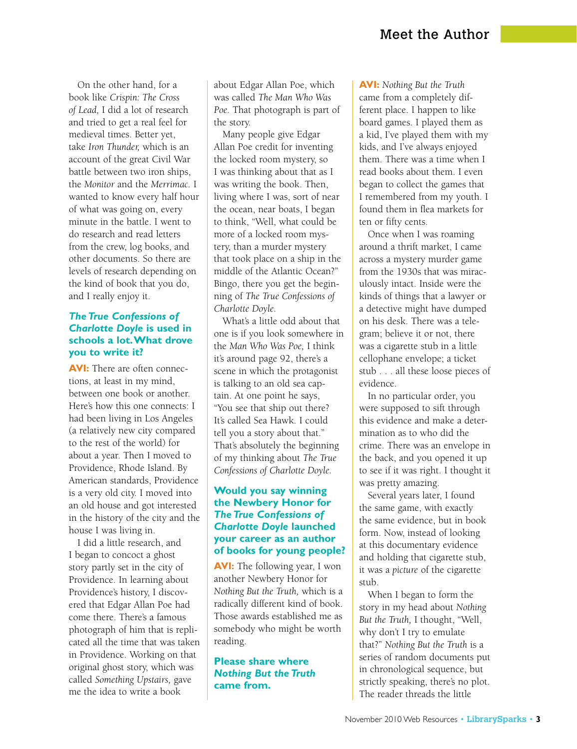On the other hand, for a book like *Crispin: The Cross of Lead,* I did a lot of research and tried to get a real feel for medieval times. Better yet, take *Iron Thunder,* which is an account of the great Civil War battle between two iron ships, the *Monitor* and the *Merrimac.* I wanted to know every half hour of what was going on, every minute in the battle. I went to do research and read letters from the crew, log books, and other documents. So there are levels of research depending on the kind of book that you do, and I really enjoy it.

### *The True Confessions of Charlotte Doyle* is used in schools a lot. What drove you to write it?

**AVI:** There are often connections, at least in my mind, between one book or another. Here's how this one connects: I had been living in Los Angeles (a relatively new city compared to the rest of the world) for about a year. Then I moved to Providence, Rhode Island. By American standards, Providence is a very old city. I moved into an old house and got interested in the history of the city and the house I was living in.

I did a little research, and I began to concoct a ghost story partly set in the city of Providence. In learning about Providence's history, I discovered that Edgar Allan Poe had come there. There's a famous photograph of him that is replicated all the time that was taken in Providence. Working on that original ghost story, which was called *Something Upstairs,* gave me the idea to write a book about Edgar Allan Poe, which was called *The Man Who Was Poe.* That photograph is part of the story.

Many people give Edgar Allan Poe credit for inventing the locked room mystery, so I was thinking about that as I was writing the book. Then, living where I was, sort of near the ocean, near boats, I began to think, "Well, what could be more of a locked room mystery, than a murder mystery that took place on a ship in the middle of the Atlantic Ocean?" Bingo, there you get the beginning of *The True Confessions of Charlotte Doyle.*

What's a little odd about that one is if you look somewhere in the *Man Who Was Poe,* I think it's around page 92, there's a scene in which the protagonist is talking to an old sea captain. At one point he says, "You see that ship out there? It's called Sea Hawk. I could tell you a story about that." That's absolutely the beginning of my thinking about *The True Confessions of Charlotte Doyle.*

### Would you say winning the Newbery Honor for *The True Confessions of Charlotte Doyle* launched your career as an author of books for young people?

**AVI:** The following year, I won another Newbery Honor for *Nothing But the Truth,* which is a radically different kind of book. Those awards established me as somebody who might be worth reading.

### Please share where *Nothing But the Truth* came from.

**AVI:** *Nothing But the Truth* came from a completely different place. I happen to like board games. I played them as a kid, I've played them with my kids, and I've always enjoyed them. There was a time when I read books about them. I even began to collect the games that I remembered from my youth. I found them in flea markets for ten or fifty cents.

Once when I was roaming around a thrift market, I came across a mystery murder game from the 1930s that was miraculously intact. Inside were the kinds of things that a lawyer or a detective might have dumped on his desk. There was a telegram; believe it or not, there was a cigarette stub in a little cellophane envelope; a ticket stub . . . all these loose pieces of evidence.

In no particular order, you were supposed to sift through this evidence and make a determination as to who did the crime. There was an envelope in the back, and you opened it up to see if it was right. I thought it was pretty amazing.

Several years later, I found the same game, with exactly the same evidence, but in book form. Now, instead of looking at this documentary evidence and holding that cigarette stub, it was a *picture* of the cigarette stub.

When I began to form the story in my head about *Nothing But the Truth,* I thought, "Well, why don't I try to emulate that?" *Nothing But the Truth* is a series of random documents put in chronological sequence, but strictly speaking, there's no plot. The reader threads the little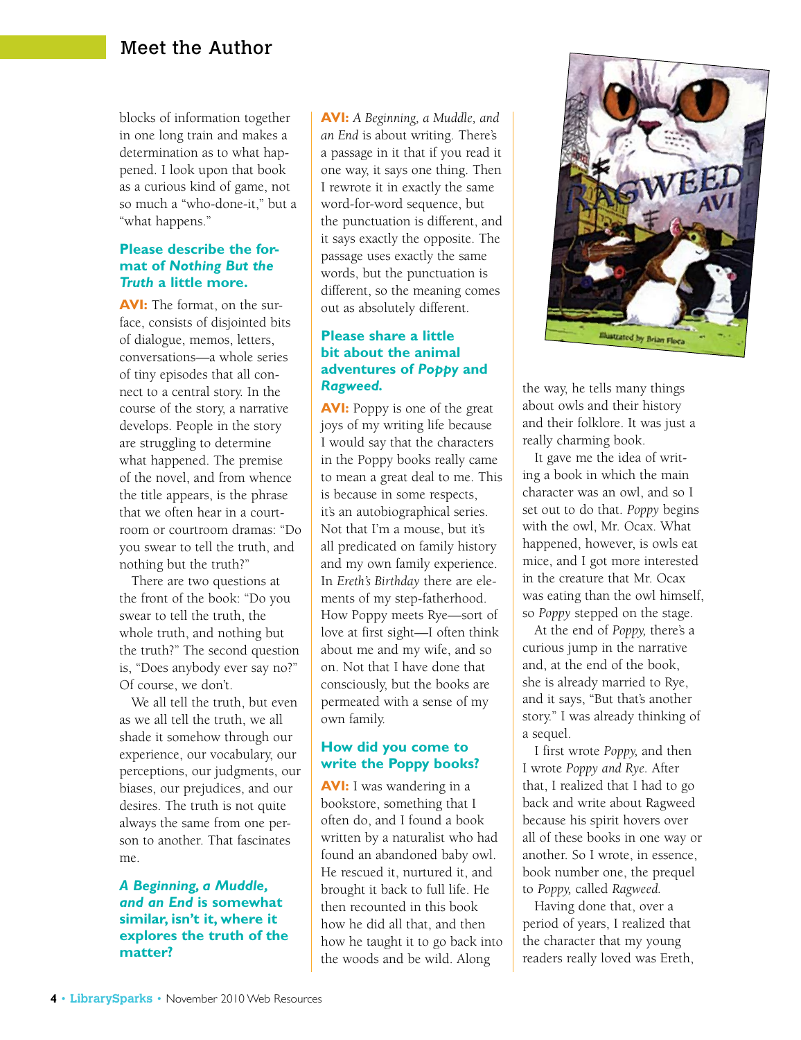## Meet the Author

blocks of information together in one long train and makes a determination as to what happened. I look upon that book as a curious kind of game, not so much a "who-done-it," but a "what happens."

**Please describe the format of *Nothing But the Truth* a little more.**

**AVI:** The format, on the surface, consists of disjointed bits of dialogue, memos, letters, conversations—a whole series of tiny episodes that all connect to a central story. In the course of the story, a narrative develops. People in the story are struggling to determine what happened. The premise of the novel, and from whence the title appears, is the phrase that we often hear in a courtroom or courtroom dramas: "Do you swear to tell the truth, and nothing but the truth?"

There are two questions at the front of the book: "Do you swear to tell the truth, the whole truth, and nothing but the truth?" The second question is, "Does anybody ever say no?" Of course, we don't.

We all tell the truth, but even as we all tell the truth, we all shade it somehow through our experience, our vocabulary, our perceptions, our judgments, our biases, our prejudices, and our desires. The truth is not quite always the same from one person to another. That fascinates me.

***A Beginning, a Muddle, and an End* is somewhat similar, isn't it, where it explores the truth of the matter?**

**AVI:** *A Beginning, a Muddle, and an End* is about writing. There's a passage in it that if you read it one way, it says one thing. Then I rewrote it in exactly the same word-for-word sequence, but the punctuation is different, and it says exactly the opposite. The passage uses exactly the same words, but the punctuation is different, so the meaning comes out as absolutely different.

**Please share a little bit about the animal adventures of *Poppy* and *Ragweed*.**

**AVI:** Poppy is one of the great joys of my writing life because I would say that the characters in the Poppy books really came to mean a great deal to me. This is because in some respects, it's an autobiographical series. Not that I'm a mouse, but it's all predicated on family history and my own family experience. In *Ereth's Birthday* there are elements of my step-fatherhood. How Poppy meets Rye—sort of love at first sight—I often think about me and my wife, and so on. Not that I have done that consciously, but the books are permeated with a sense of my own family.

**How did you come to write the Poppy books?**

**AVI:** I was wandering in a bookstore, something that I often do, and I found a book written by a naturalist who had found an abandoned baby owl. He rescued it, nurtured it, and brought it back to full life. He then recounted in this book how he did all that, and then how he taught it to go back into the woods and be wild. Along the way, he tells many things about owls and their history and their folklore. It was just a really charming book.

It gave me the idea of writing a book in which the main character was an owl, and so I set out to do that. *Poppy* begins with the owl, Mr. Ocax. What happened, however, is owls eat mice, and I got more interested in the creature that Mr. Ocax was eating than the owl himself, so *Poppy* stepped on the stage.

At the end of *Poppy,* there's a curious jump in the narrative and, at the end of the book, she is already married to Rye, and it says, "But that's another story." I was already thinking of a sequel.

I first wrote *Poppy,* and then I wrote *Poppy and Rye*. After that, I realized that I had to go back and write about Ragweed because his spirit hovers over all of these books in one way or another. So I wrote, in essence, book number one, the prequel to *Poppy,* called *Ragweed.*

Having done that, over a period of years, I realized that the character that my young readers really loved was Ereth,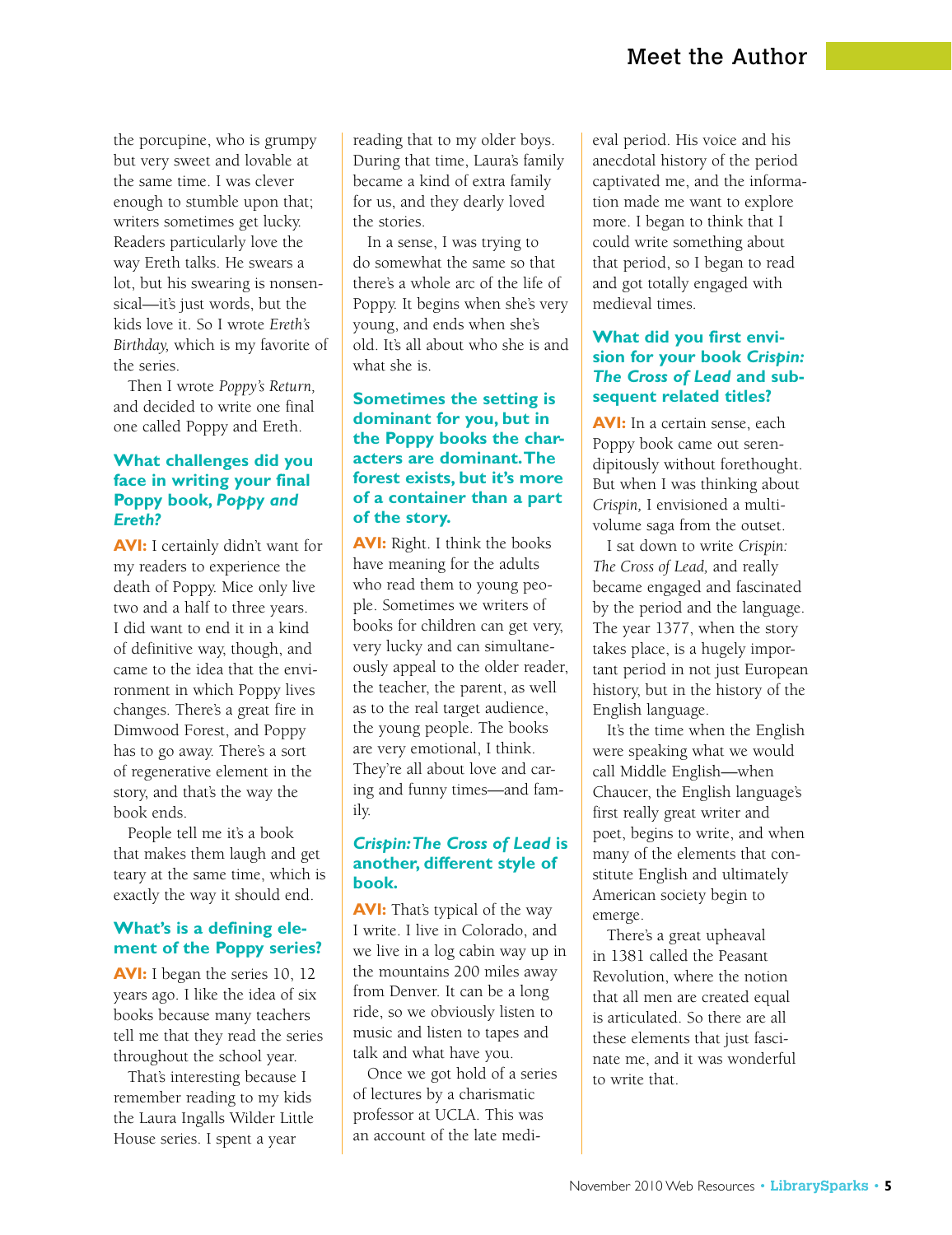the porcupine, who is grumpy but very sweet and lovable at the same time. I was clever enough to stumble upon that; writers sometimes get lucky. Readers particularly love the way Ereth talks. He swears a lot, but his swearing is nonsensical—it's just words, but the kids love it. So I wrote *Ereth's Birthday,* which is my favorite of the series.

Then I wrote *Poppy's Return,* and decided to write one final one called Poppy and Ereth.

### What challenges did you face in writing your final Poppy book, *Poppy and Ereth?*

**AVI:** I certainly didn't want for my readers to experience the death of Poppy. Mice only live two and a half to three years. I did want to end it in a kind of definitive way, though, and came to the idea that the environment in which Poppy lives changes. There's a great fire in Dimwood Forest, and Poppy has to go away. There's a sort of regenerative element in the story, and that's the way the book ends.

People tell me it's a book that makes them laugh and get teary at the same time, which is exactly the way it should end.

### What's is a defining element of the Poppy series?

**AVI:** I began the series 10, 12 years ago. I like the idea of six books because many teachers tell me that they read the series throughout the school year.

That's interesting because I remember reading to my kids the Laura Ingalls Wilder Little House series. I spent a year reading that to my older boys. During that time, Laura's family became a kind of extra family for us, and they dearly loved the stories.

In a sense, I was trying to do somewhat the same so that there's a whole arc of the life of Poppy. It begins when she's very young, and ends when she's old. It's all about who she is and what she is.

### Sometimes the setting is dominant for you, but in the Poppy books the characters are dominant. The forest exists, but it's more of a container than a part of the story.

**AVI:** Right. I think the books have meaning for the adults who read them to young people. Sometimes we writers of books for children can get very, very lucky and can simultaneously appeal to the older reader, the teacher, the parent, as well as to the real target audience, the young people. The books are very emotional, I think. They're all about love and caring and funny times—and family.

### *Crispin: The Cross of Lead* is another, different style of book.

**AVI:** That's typical of the way I write. I live in Colorado, and we live in a log cabin way up in the mountains 200 miles away from Denver. It can be a long ride, so we obviously listen to music and listen to tapes and talk and what have you.

Once we got hold of a series of lectures by a charismatic professor at UCLA. This was an account of the late medieval period. His voice and his anecdotal history of the period captivated me, and the information made me want to explore more. I began to think that I could write something about that period, so I began to read and got totally engaged with medieval times.

### What did you first envision for your book *Crispin: The Cross of Lead* and subsequent related titles?

**AVI:** In a certain sense, each Poppy book came out serendipitously without forethought. But when I was thinking about *Crispin,* I envisioned a multi-volume saga from the outset.

I sat down to write *Crispin: The Cross of Lead,* and really became engaged and fascinated by the period and the language. The year 1377, when the story takes place, is a hugely important period in not just European history, but in the history of the English language.

It's the time when the English were speaking what we would call Middle English—when Chaucer, the English language's first really great writer and poet, begins to write, and when many of the elements that constitute English and ultimately American society begin to emerge.

There's a great upheaval in 1381 called the Peasant Revolution, where the notion that all men are created equal is articulated. So there are all these elements that just fascinate me, and it was wonderful to write that.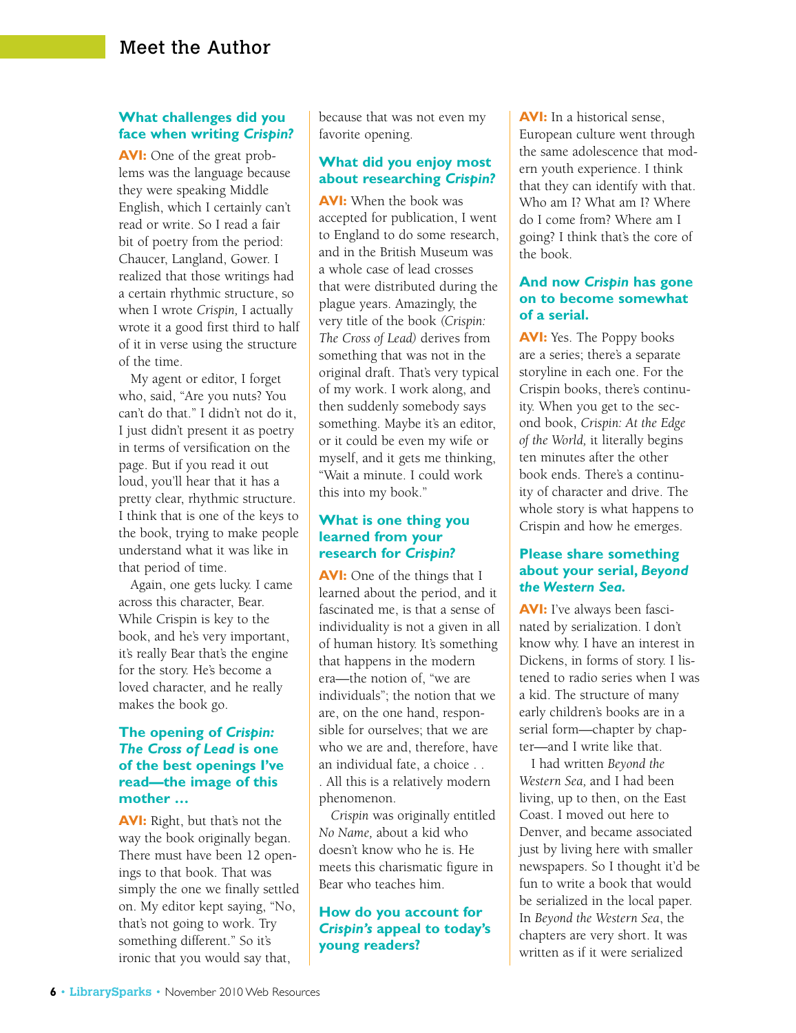## Meet the Author

### What challenges did you face when writing *Crispin?*

**AVI:** One of the great problems was the language because they were speaking Middle English, which I certainly can't read or write. So I read a fair bit of poetry from the period: Chaucer, Langland, Gower. I realized that those writings had a certain rhythmic structure, so when I wrote *Crispin,* I actually wrote it a good first third to half of it in verse using the structure of the time.

My agent or editor, I forget who, said, "Are you nuts? You can't do that." I didn't not do it, I just didn't present it as poetry in terms of versification on the page. But if you read it out loud, you'll hear that it has a pretty clear, rhythmic structure. I think that is one of the keys to the book, trying to make people understand what it was like in that period of time.

Again, one gets lucky. I came across this character, Bear. While Crispin is key to the book, and he's very important, it's really Bear that's the engine for the story. He's become a loved character, and he really makes the book go.

### The opening of *Crispin: The Cross of Lead* is one of the best openings I've read—the image of this mother ...

**AVI:** Right, but that's not the way the book originally began. There must have been 12 openings to that book. That was simply the one we finally settled on. My editor kept saying, "No, that's not going to work. Try something different." So it's ironic that you would say that, because that was not even my favorite opening.

### What did you enjoy most about researching *Crispin?*

**AVI:** When the book was accepted for publication, I went to England to do some research, and in the British Museum was a whole case of lead crosses that were distributed during the plague years. Amazingly, the very title of the book *(Crispin: The Cross of Lead)* derives from something that was not in the original draft. That's very typical of my work. I work along, and then suddenly somebody says something. Maybe it's an editor, or it could be even my wife or myself, and it gets me thinking, "Wait a minute. I could work this into my book."

### What is one thing you learned from your research for *Crispin?*

**AVI:** One of the things that I learned about the period, and it fascinated me, is that a sense of individuality is not a given in all of human history. It's something that happens in the modern era—the notion of, "we are individuals"; the notion that we are, on the one hand, responsible for ourselves; that we are who we are and, therefore, have an individual fate, a choice . . . All this is a relatively modern phenomenon.

*Crispin* was originally entitled *No Name,* about a kid who doesn't know who he is. He meets this charismatic figure in Bear who teaches him.

### How do you account for *Crispin's* appeal to today's young readers?

**AVI:** In a historical sense, European culture went through the same adolescence that modern youth experience. I think that they can identify with that. Who am I? What am I? Where do I come from? Where am I going? I think that's the core of the book.

### And now *Crispin* has gone on to become somewhat of a serial.

**AVI:** Yes. The Poppy books are a series; there's a separate storyline in each one. For the Crispin books, there's continuity. When you get to the second book, *Crispin: At the Edge of the World,* it literally begins ten minutes after the other book ends. There's a continuity of character and drive. The whole story is what happens to Crispin and how he emerges.

### Please share something about your serial, *Beyond the Western Sea.*

**AVI:** I've always been fascinated by serialization. I don't know why. I have an interest in Dickens, in forms of story. I listened to radio series when I was a kid. The structure of many early children's books are in a serial form—chapter by chapter—and I write like that.

I had written *Beyond the Western Sea,* and I had been living, up to then, on the East Coast. I moved out here to Denver, and became associated just by living here with smaller newspapers. So I thought it'd be fun to write a book that would be serialized in the local paper. In *Beyond the Western Sea*, the chapters are very short. It was written as if it were serialized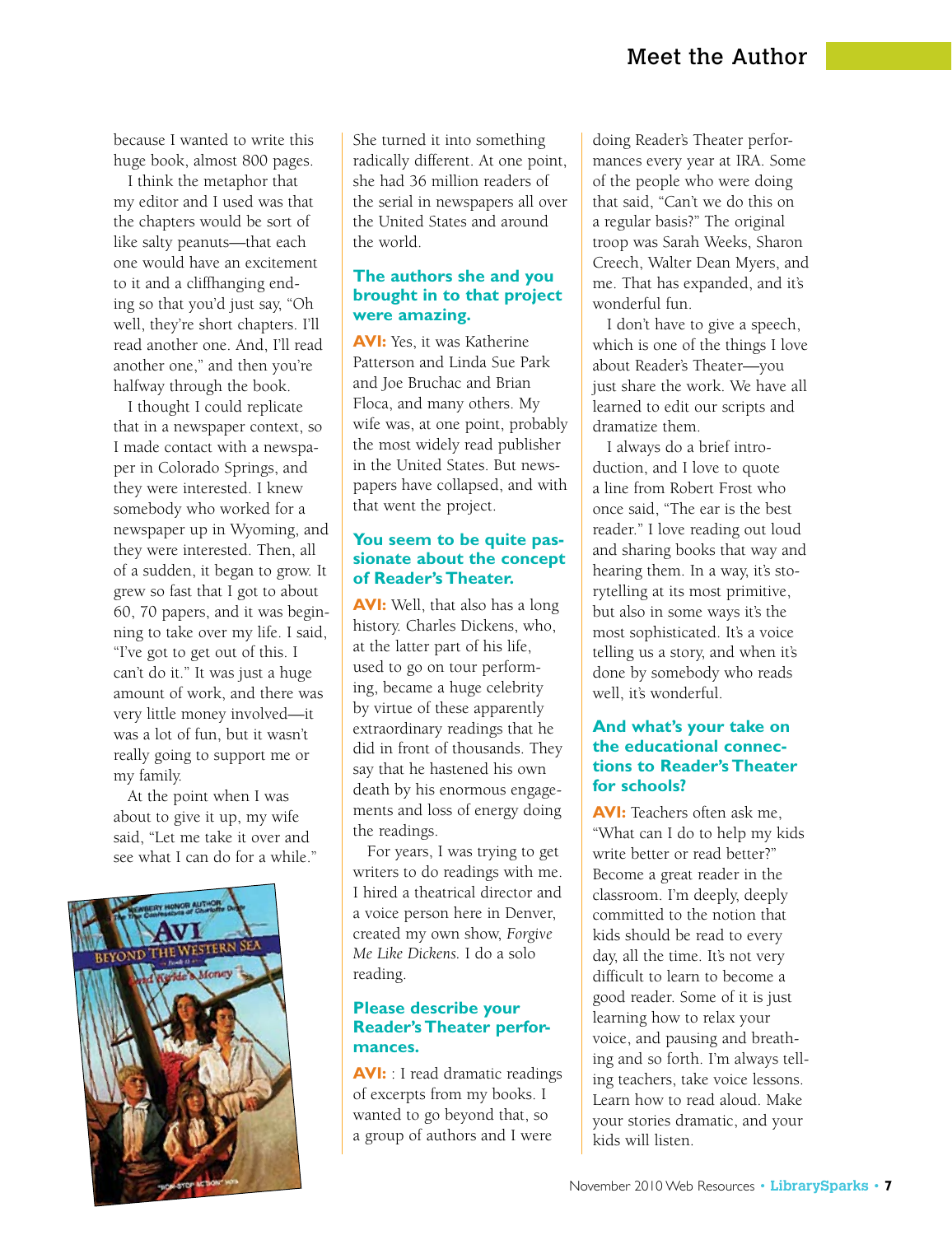because I wanted to write this huge book, almost 800 pages.

I think the metaphor that my editor and I used was that the chapters would be sort of like salty peanuts—that each one would have an excitement to it and a cliffhanging ending so that you'd just say, "Oh well, they're short chapters. I'll read another one. And, I'll read another one," and then you're halfway through the book.

I thought I could replicate that in a newspaper context, so I made contact with a newspaper in Colorado Springs, and they were interested. I knew somebody who worked for a newspaper up in Wyoming, and they were interested. Then, all of a sudden, it began to grow. It grew so fast that I got to about 60, 70 papers, and it was beginning to take over my life. I said, "I've got to get out of this. I can't do it." It was just a huge amount of work, and there was very little money involved—it was a lot of fun, but it wasn't really going to support me or my family.

At the point when I was about to give it up, my wife said, "Let me take it over and see what I can do for a while." She turned it into something radically different. At one point, she had 36 million readers of the serial in newspapers all over the United States and around the world.

**The authors she and you brought in to that project were amazing.**

**AVI:** Yes, it was Katherine Patterson and Linda Sue Park and Joe Bruchac and Brian Floca, and many others. My wife was, at one point, probably the most widely read publisher in the United States. But newspapers have collapsed, and with that went the project.

**You seem to be quite passionate about the concept of Reader's Theater.**

**AVI:** Well, that also has a long history. Charles Dickens, who, at the latter part of his life, used to go on tour performing, became a huge celebrity by virtue of these apparently extraordinary readings that he did in front of thousands. They say that he hastened his own death by his enormous engagements and loss of energy doing the readings.

For years, I was trying to get writers to do readings with me. I hired a theatrical director and a voice person here in Denver, created my own show, *Forgive Me Like Dickens*. I do a solo reading.

**Please describe your Reader's Theater performances.**

**AVI:** : I read dramatic readings of excerpts from my books. I wanted to go beyond that, so a group of authors and I were doing Reader's Theater performances every year at IRA. Some of the people who were doing that said, "Can't we do this on a regular basis?" The original troop was Sarah Weeks, Sharon Creech, Walter Dean Myers, and me. That has expanded, and it's wonderful fun.

I don't have to give a speech, which is one of the things I love about Reader's Theater—you just share the work. We have all learned to edit our scripts and dramatize them.

I always do a brief introduction, and I love to quote a line from Robert Frost who once said, "The ear is the best reader." I love reading out loud and sharing books that way and hearing them. In a way, it's storytelling at its most primitive, but also in some ways it's the most sophisticated. It's a voice telling us a story, and when it's done by somebody who reads well, it's wonderful.

**And what's your take on the educational connections to Reader's Theater for schools?**

**AVI:** Teachers often ask me, "What can I do to help my kids write better or read better?" Become a great reader in the classroom. I'm deeply, deeply committed to the notion that kids should be read to every day, all the time. It's not very difficult to learn to become a good reader. Some of it is just learning how to relax your voice, and pausing and breathing and so forth. I'm always telling teachers, take voice lessons. Learn how to read aloud. Make your stories dramatic, and your kids will listen.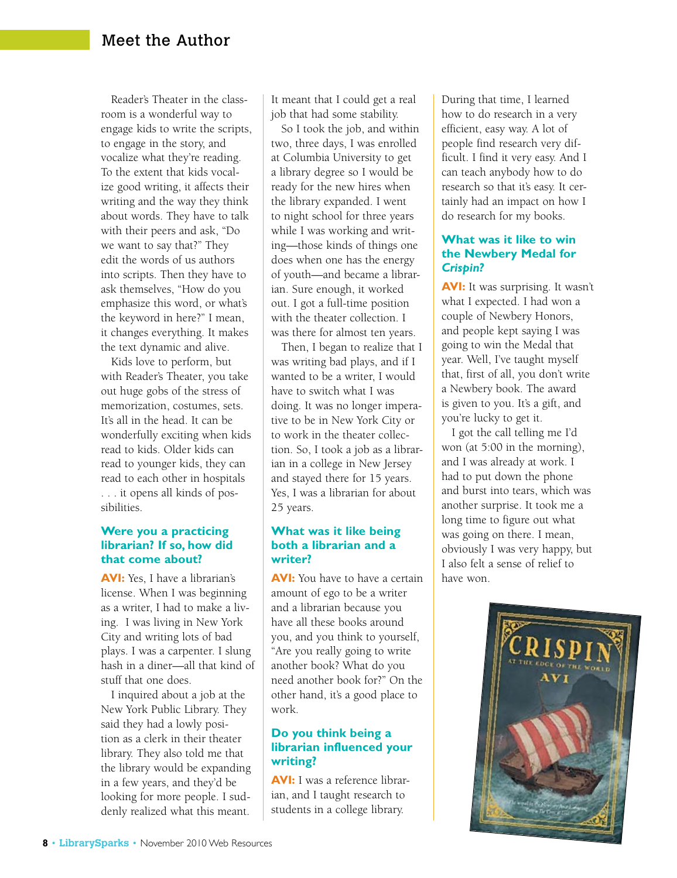## Meet the Author

Reader's Theater in the classroom is a wonderful way to engage kids to write the scripts, to engage in the story, and vocalize what they're reading. To the extent that kids vocalize good writing, it affects their writing and the way they think about words. They have to talk with their peers and ask, "Do we want to say that?" They edit the words of us authors into scripts. Then they have to ask themselves, "How do you emphasize this word, or what's the keyword in here?" I mean, it changes everything. It makes the text dynamic and alive.

Kids love to perform, but with Reader's Theater, you take out huge gobs of the stress of memorization, costumes, sets. It's all in the head. It can be wonderfully exciting when kids read to kids. Older kids can read to younger kids, they can read to each other in hospitals . . . it opens all kinds of possibilities.

### Were you a practicing librarian? If so, how did that come about?

**AVI:** Yes, I have a librarian's license. When I was beginning as a writer, I had to make a living. I was living in New York City and writing lots of bad plays. I was a carpenter. I slung hash in a diner—all that kind of stuff that one does.

I inquired about a job at the New York Public Library. They said they had a lowly position as a clerk in their theater library. They also told me that the library would be expanding in a few years, and they'd be looking for more people. I suddenly realized what this meant. It meant that I could get a real job that had some stability.

So I took the job, and within two, three days, I was enrolled at Columbia University to get a library degree so I would be ready for the new hires when the library expanded. I went to night school for three years while I was working and writing—those kinds of things one does when one has the energy of youth—and became a librarian. Sure enough, it worked out. I got a full-time position with the theater collection. I was there for almost ten years.

Then, I began to realize that I was writing bad plays, and if I wanted to be a writer, I would have to switch what I was doing. It was no longer imperative to be in New York City or to work in the theater collection. So, I took a job as a librarian in a college in New Jersey and stayed there for 15 years. Yes, I was a librarian for about 25 years.

### What was it like being both a librarian and a writer?

**AVI:** You have to have a certain amount of ego to be a writer and a librarian because you have all these books around you, and you think to yourself, "Are you really going to write another book? What do you need another book for?" On the other hand, it's a good place to work.

### Do you think being a librarian influenced your writing?

**AVI:** I was a reference librarian, and I taught research to students in a college library. During that time, I learned how to do research in a very efficient, easy way. A lot of people find research very difficult. I find it very easy. And I can teach anybody how to do research so that it's easy. It certainly had an impact on how I do research for my books.

### What was it like to win the Newbery Medal for *Crispin?*

**AVI:** It was surprising. It wasn't what I expected. I had won a couple of Newbery Honors, and people kept saying I was going to win the Medal that year. Well, I've taught myself that, first of all, you don't write a Newbery book. The award is given to you. It's a gift, and you're lucky to get it.

I got the call telling me I'd won (at 5:00 in the morning), and I was already at work. I had to put down the phone and burst into tears, which was another surprise. It took me a long time to figure out what was going on there. I mean, obviously I was very happy, but I also felt a sense of relief to have won.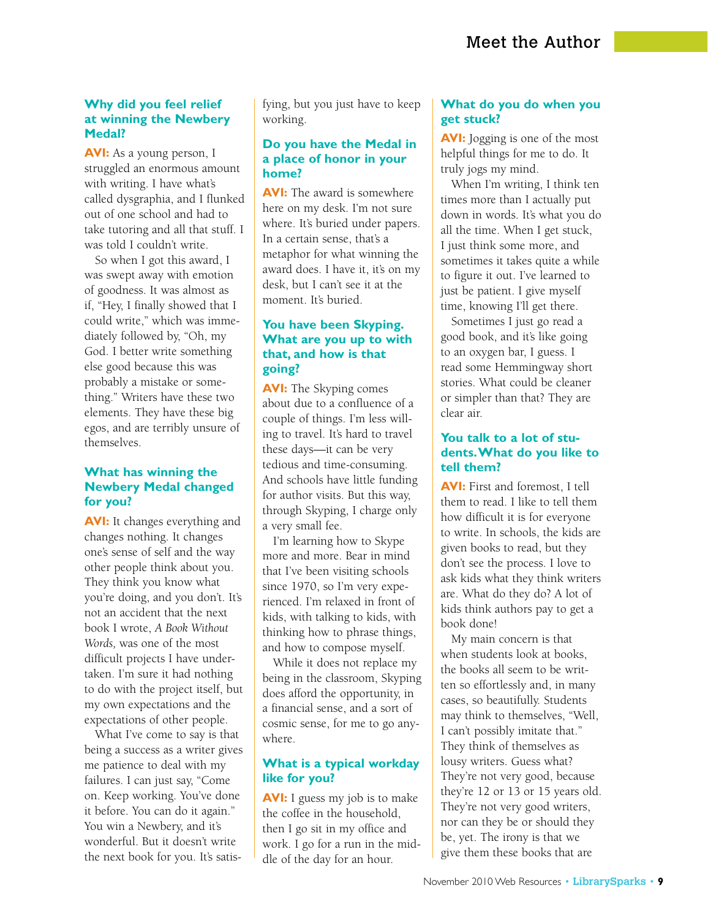### Why did you feel relief at winning the Newbery Medal?

**AVI:** As a young person, I struggled an enormous amount with writing. I have what's called dysgraphia, and I flunked out of one school and had to take tutoring and all that stuff. I was told I couldn't write.

So when I got this award, I was swept away with emotion of goodness. It was almost as if, "Hey, I finally showed that I could write," which was immediately followed by, "Oh, my God. I better write something else good because this was probably a mistake or something." Writers have these two elements. They have these big egos, and are terribly unsure of themselves.

### What has winning the Newbery Medal changed for you?

**AVI:** It changes everything and changes nothing. It changes one's sense of self and the way other people think about you. They think you know what you're doing, and you don't. It's not an accident that the next book I wrote, *A Book Without Words,* was one of the most difficult projects I have undertaken. I'm sure it had nothing to do with the project itself, but my own expectations and the expectations of other people.

What I've come to say is that being a success as a writer gives me patience to deal with my failures. I can just say, "Come on. Keep working. You've done it before. You can do it again." You win a Newbery, and it's wonderful. But it doesn't write the next book for you. It's satisfying, but you just have to keep working.

### Do you have the Medal in a place of honor in your home?

**AVI:** The award is somewhere here on my desk. I'm not sure where. It's buried under papers. In a certain sense, that's a metaphor for what winning the award does. I have it, it's on my desk, but I can't see it at the moment. It's buried.

### You have been Skyping. What are you up to with that, and how is that going?

**AVI:** The Skyping comes about due to a confluence of a couple of things. I'm less willing to travel. It's hard to travel these days—it can be very tedious and time-consuming. And schools have little funding for author visits. But this way, through Skyping, I charge only a very small fee.

I'm learning how to Skype more and more. Bear in mind that I've been visiting schools since 1970, so I'm very experienced. I'm relaxed in front of kids, with talking to kids, with thinking how to phrase things, and how to compose myself.

While it does not replace my being in the classroom, Skyping does afford the opportunity, in a financial sense, and a sort of cosmic sense, for me to go anywhere.

### What is a typical workday like for you?

**AVI:** I guess my job is to make the coffee in the household, then I go sit in my office and work. I go for a run in the middle of the day for an hour.

### What do you do when you get stuck?

**AVI:** Jogging is one of the most helpful things for me to do. It truly jogs my mind.

When I'm writing, I think ten times more than I actually put down in words. It's what you do all the time. When I get stuck, I just think some more, and sometimes it takes quite a while to figure it out. I've learned to just be patient. I give myself time, knowing I'll get there.

Sometimes I just go read a good book, and it's like going to an oxygen bar, I guess. I read some Hemmingway short stories. What could be cleaner or simpler than that? They are clear air.

### You talk to a lot of students. What do you like to tell them?

**AVI:** First and foremost, I tell them to read. I like to tell them how difficult it is for everyone to write. In schools, the kids are given books to read, but they don't see the process. I love to ask kids what they think writers are. What do they do? A lot of kids think authors pay to get a book done!

My main concern is that when students look at books, the books all seem to be written so effortlessly and, in many cases, so beautifully. Students may think to themselves, "Well, I can't possibly imitate that." They think of themselves as lousy writers. Guess what? They're not very good, because they're 12 or 13 or 15 years old. They're not very good writers, nor can they be or should they be, yet. The irony is that we give them these books that are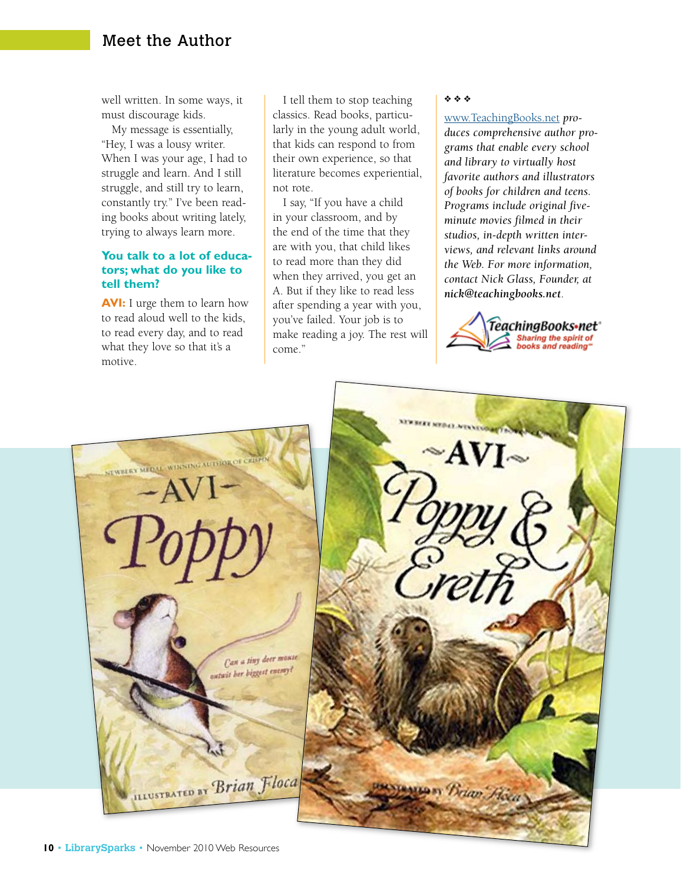well written. In some ways, it must discourage kids.

My message is essentially, "Hey, I was a lousy writer. When I was your age, I had to struggle and learn. And I still struggle, and still try to learn, constantly try." I've been reading books about writing lately, trying to always learn more.

### You talk to a lot of educators; what do you like to tell them?

**AVI:** I urge them to learn how to read aloud well to the kids, to read every day, and to read what they love so that it's a motive.

I tell them to stop teaching classics. Read books, particularly in the young adult world, that kids can respond to from their own experience, so that literature becomes experiential, not rote.

I say, "If you have a child in your classroom, and by the end of the time that they are with you, that child likes to read more than they did when they arrived, you get an A. But if they like to read less after spending a year with you, you've failed. Your job is to make reading a joy. The rest will come."

❖ ❖ ❖

*[www.TeachingBooks.net](http://www.TeachingBooks.net) produces comprehensive author programs that enable every school and library to virtually host favorite authors and illustrators of books for children and teens. Programs include original five-minute movies filmed in their studios, in-depth written interviews, and relevant links around the Web. For more information, contact Nick Glass, Founder, at **nick@teachingbooks.net**.*

TeachingBooks•net — Sharing the spirit of books and reading